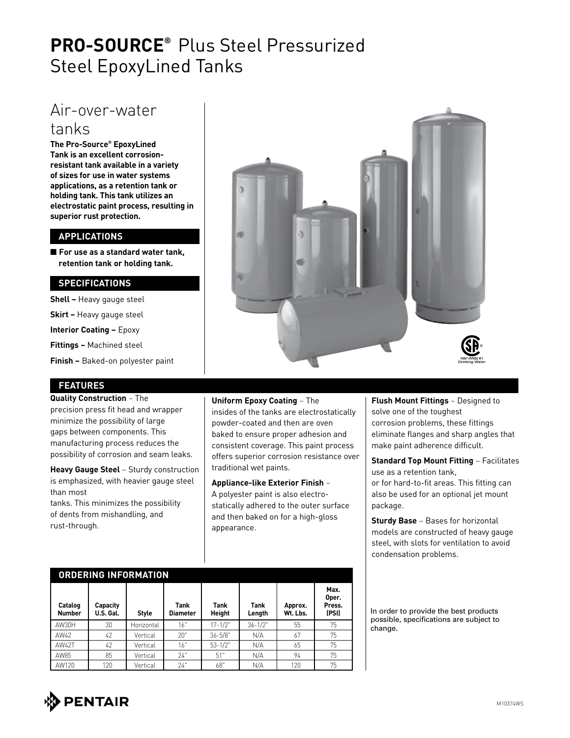# **PRO-SOURCE**® Plus Steel Pressurized Steel EpoxyLined Tanks

## Air-over-water tanks

**The Pro-Source® EpoxyLined Tank is an excellent corrosion-resistant tank available in a variety of sizes for use in water systems applications, as a retention tank or holding tank. This tank utilizes an electrostatic paint process, resulting in superior rust protection.**

### APPLICATIONS

- **For use as a standard water tank, retention tank or holding tank.**

### SPECIFICATIONS

**Shell –** Heavy gauge steel

**Skirt –** Heavy gauge steel

**Interior Coating –** Epoxy

**Fittings –** Machined steel

**Finish –** Baked-on polyester paint

NSF/ANSI 61 Drinking Water

### FEATURES

**Quality Construction** – The precision press fit head and wrapper minimize the possibility of large gaps between components. This manufacturing process reduces the possibility of corrosion and seam leaks.

**Heavy Gauge Steel** – Sturdy construction is emphasized, with heavier gauge steel than most tanks. This minimizes the possibility of dents from mishandling, and rust-through.

**Uniform Epoxy Coating** – The insides of the tanks are electrostatically powder-coated and then are oven baked to ensure proper adhesion and consistent coverage. This paint process offers superior corrosion resistance over traditional wet paints.

**Appliance-like Exterior Finish** – A polyester paint is also electro-statically adhered to the outer surface and then baked on for a high-gloss appearance.

**Flush Mount Fittings** – Designed to solve one of the toughest corrosion problems, these fittings eliminate flanges and sharp angles that make paint adherence difficult.

**Standard Top Mount Fitting** – Facilitates use as a retention tank, or for hard-to-fit areas. This fitting can also be used for an optional jet mount package.

**Sturdy Base** – Bases for horizontal models are constructed of heavy gauge steel, with slots for ventilation to avoid condensation problems.

### ORDERING INFORMATION

| Catalog Number | Capacity U.S. Gal. | Style | Tank Diameter | Tank Height | Tank Length | Approx. Wt. Lbs. | Max. Oper. Press. (PSI) |
|---|---|---|---|---|---|---|---|
| AW30H | 30 | Horizontal | 16" | 17-1/2" | 36-1/2" | 55 | 75 |
| AW42 | 42 | Vertical | 20" | 36-5/8" | N/A | 67 | 75 |
| AW42T | 42 | Vertical | 16" | 53-1/2" | N/A | 65 | 75 |
| AW85 | 85 | Vertical | 24" | 51" | N/A | 94 | 75 |
| AW120 | 120 | Vertical | 24" | 68" | N/A | 120 | 75 |

In order to provide the best products possible, specifications are subject to change.

PENTAIR

M10374WS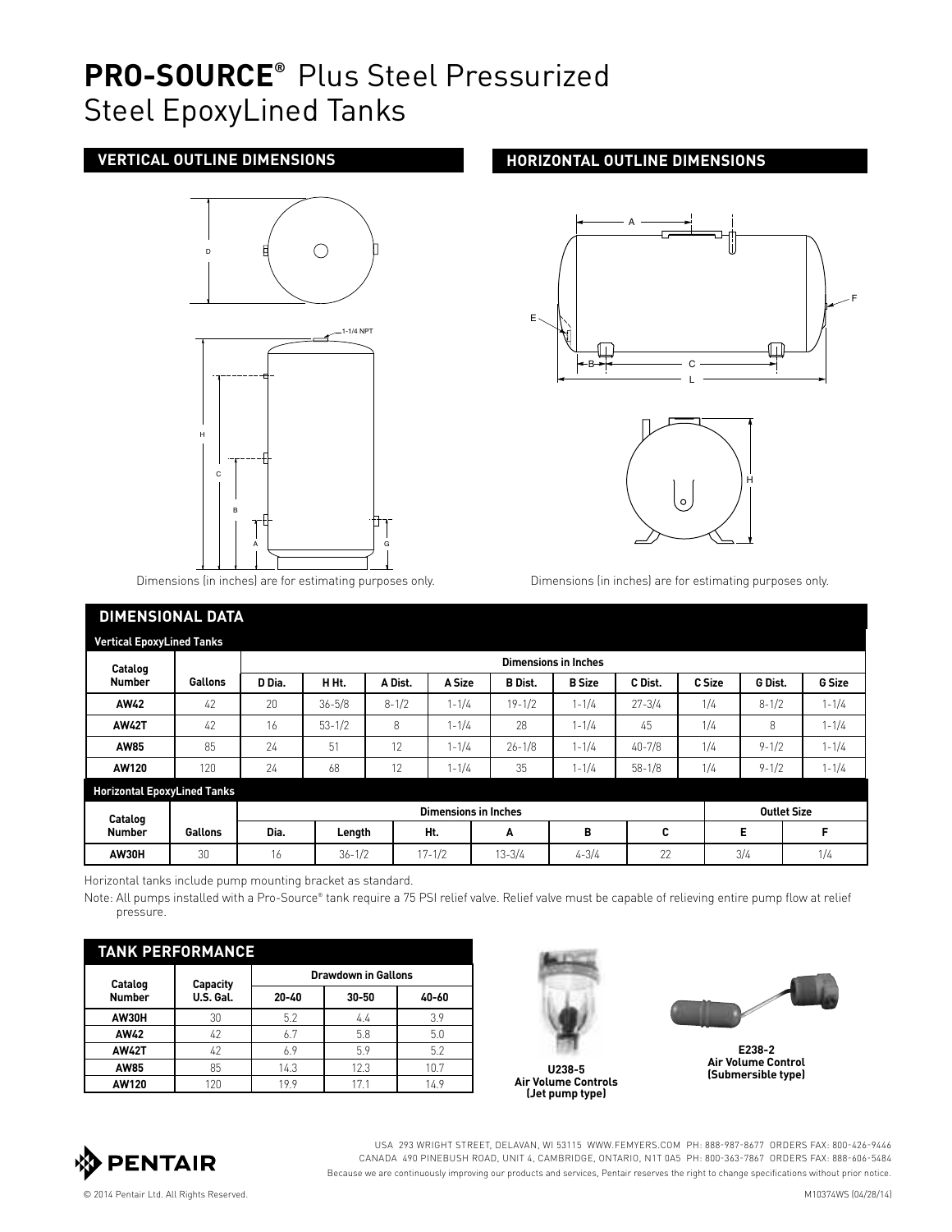# PRO-SOURCE® Plus Steel Pressurized Steel EpoxyLined Tanks

## VERTICAL OUTLINE DIMENSIONS

D

1-1/4 NPT

H

C

B

A

G

Dimensions (in inches) are for estimating purposes only.

## HORIZONTAL OUTLINE DIMENSIONS

A

E

F

B

C

L

H

Dimensions (in inches) are for estimating purposes only.

## DIMENSIONAL DATA

**Vertical EpoxyLined Tanks**

| Catalog Number | Gallons | Dimensions in Inches | | | | | | | | | |
|---|---|---|---|---|---|---|---|---|---|---|---|
| | | D Dia. | H Ht. | A Dist. | A Size | B Dist. | B Size | C Dist. | C Size | G Dist. | G Size |
| **AW42** | 42 | 20 | 36-5/8 | 8-1/2 | 1-1/4 | 19-1/2 | 1-1/4 | 27-3/4 | 1/4 | 8-1/2 | 1-1/4 |
| **AW42T** | 42 | 16 | 53-1/2 | 8 | 1-1/4 | 28 | 1-1/4 | 45 | 1/4 | 8 | 1-1/4 |
| **AW85** | 85 | 24 | 51 | 12 | 1-1/4 | 26-1/8 | 1-1/4 | 40-7/8 | 1/4 | 9-1/2 | 1-1/4 |
| **AW120** | 120 | 24 | 68 | 12 | 1-1/4 | 35 | 1-1/4 | 58-1/8 | 1/4 | 9-1/2 | 1-1/4 |

**Horizontal EpoxyLined Tanks**

| Catalog Number | Gallons | Dimensions in Inches | | | | | | Outlet Size | |
|---|---|---|---|---|---|---|---|---|---|
| | | Dia. | Length | Ht. | A | B | C | E | F |
| **AW30H** | 30 | 16 | 36-1/2 | 17-1/2 | 13-3/4 | 4-3/4 | 22 | 3/4 | 1/4 |

Horizontal tanks include pump mounting bracket as standard.

Note: All pumps installed with a Pro-Source® tank require a 75 PSI relief valve. Relief valve must be capable of relieving entire pump flow at relief pressure.

## TANK PERFORMANCE

| Catalog Number | Capacity U.S. Gal. | Drawdown in Gallons | | |
|---|---|---|---|---|
| | | 20-40 | 30-50 | 40-60 |
| **AW30H** | 30 | 5.2 | 4.4 | 3.9 |
| **AW42** | 42 | 6.7 | 5.8 | 5.0 |
| **AW42T** | 42 | 6.9 | 5.9 | 5.2 |
| **AW85** | 85 | 14.3 | 12.3 | 10.7 |
| **AW120** | 120 | 19.9 | 17.1 | 14.9 |

**U238-5**
**Air Volume Controls**
**(Jet pump type)**

**E238-2**
**Air Volume Control**
**(Submersible type)**

PENTAIR

USA 293 WRIGHT STREET, DELAVAN, WI 53115 WWW.FEMYERS.COM PH: 888-987-8677 ORDERS FAX: 800-426-9446
CANADA 490 PINEBUSH ROAD, UNIT 4, CAMBRIDGE, ONTARIO, N1T 0A5 PH: 800-363-7867 ORDERS FAX: 888-606-5484
Because we are continuously improving our products and services, Pentair reserves the right to change specifications without prior notice.

© 2014 Pentair Ltd. All Rights Reserved.

M10374WS (04/28/14)